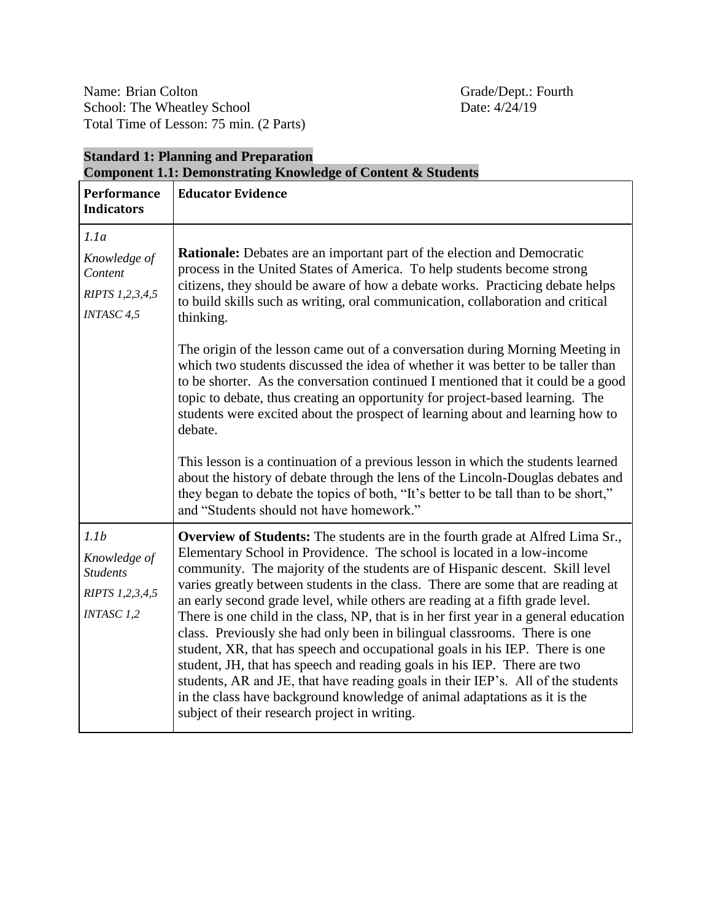Name: Brian Colton
School: The Wheatley School
Total Time of Lesson: 75 min. (2 Parts)

Grade/Dept.: Fourth
Date: 4/24/19

**Standard 1: Planning and Preparation**
**Component 1.1: Demonstrating Knowledge of Content & Students**

| Performance Indicators | Educator Evidence |
| --- | --- |
| *1.1a*<br>*Knowledge of Content*<br>*RIPTS 1,2,3,4,5*<br>*INTASC 4,5* | **Rationale:** Debates are an important part of the election and Democratic process in the United States of America. To help students become strong citizens, they should be aware of how a debate works. Practicing debate helps to build skills such as writing, oral communication, collaboration and critical thinking.<br><br>The origin of the lesson came out of a conversation during Morning Meeting in which two students discussed the idea of whether it was better to be taller than to be shorter. As the conversation continued I mentioned that it could be a good topic to debate, thus creating an opportunity for project-based learning. The students were excited about the prospect of learning about and learning how to debate.<br><br>This lesson is a continuation of a previous lesson in which the students learned about the history of debate through the lens of the Lincoln-Douglas debates and they began to debate the topics of both, "It's better to be tall than to be short," and "Students should not have homework." |
| *1.1b*<br>*Knowledge of Students*<br>*RIPTS 1,2,3,4,5*<br>*INTASC 1,2* | **Overview of Students:** The students are in the fourth grade at Alfred Lima Sr., Elementary School in Providence. The school is located in a low-income community. The majority of the students are of Hispanic descent. Skill level varies greatly between students in the class. There are some that are reading at an early second grade level, while others are reading at a fifth grade level. There is one child in the class, NP, that is in her first year in a general education class. Previously she had only been in bilingual classrooms. There is one student, XR, that has speech and occupational goals in his IEP. There is one student, JH, that has speech and reading goals in his IEP. There are two students, AR and JE, that have reading goals in their IEP's. All of the students in the class have background knowledge of animal adaptations as it is the subject of their research project in writing. |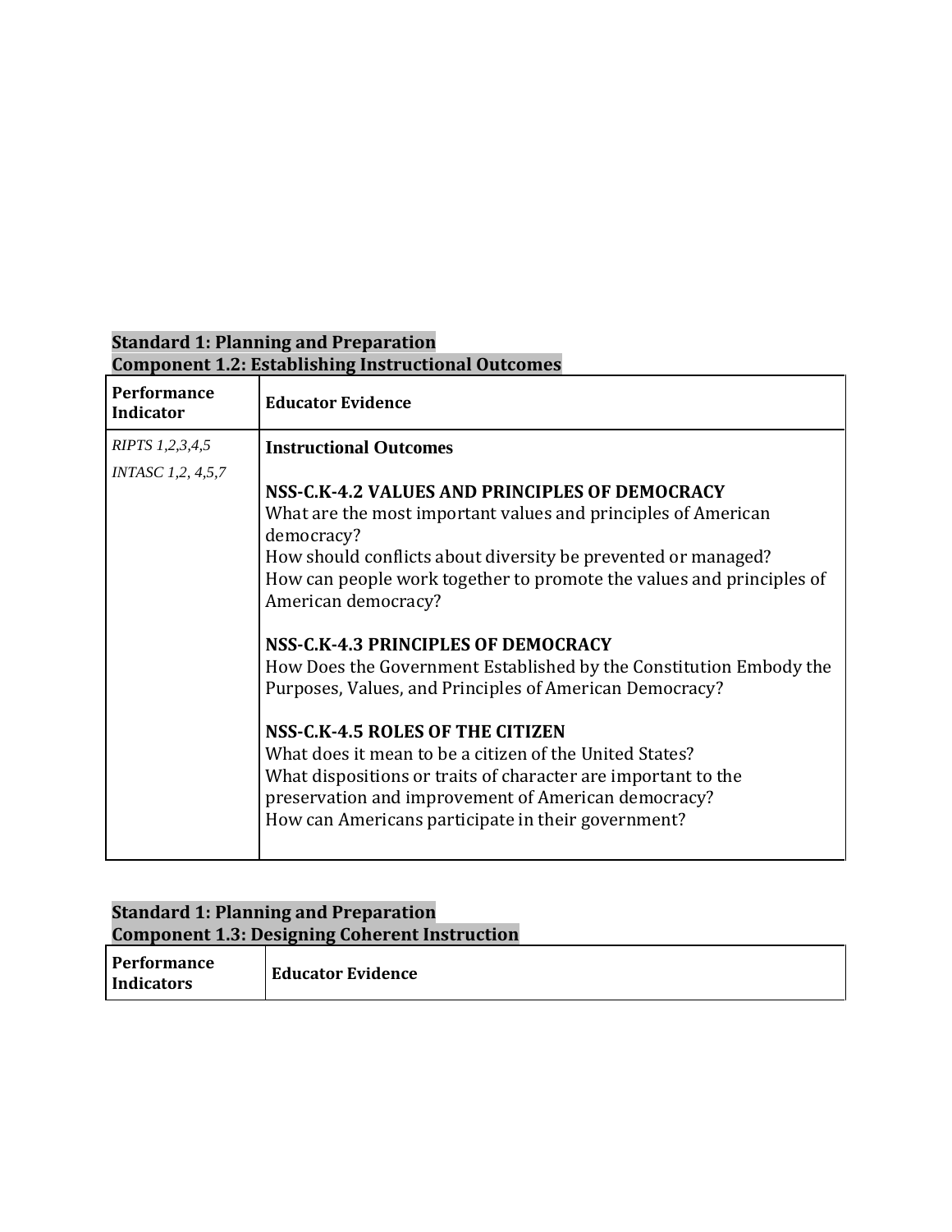**Standard 1: Planning and Preparation**
**Component 1.2: Establishing Instructional Outcomes**

| Performance Indicator | Educator Evidence |
| --- | --- |
| *RIPTS 1,2,3,4,5*<br>*INTASC 1,2, 4,5,7* | **Instructional Outcomes**<br><br>**NSS-C.K-4.2 VALUES AND PRINCIPLES OF DEMOCRACY**<br>What are the most important values and principles of American democracy?<br>How should conflicts about diversity be prevented or managed?<br>How can people work together to promote the values and principles of American democracy?<br><br>**NSS-C.K-4.3 PRINCIPLES OF DEMOCRACY**<br>How Does the Government Established by the Constitution Embody the Purposes, Values, and Principles of American Democracy?<br><br>**NSS-C.K-4.5 ROLES OF THE CITIZEN**<br>What does it mean to be a citizen of the United States?<br>What dispositions or traits of character are important to the preservation and improvement of American democracy?<br>How can Americans participate in their government? |

**Standard 1: Planning and Preparation**
**Component 1.3: Designing Coherent Instruction**

| Performance Indicators | Educator Evidence |
| --- | --- |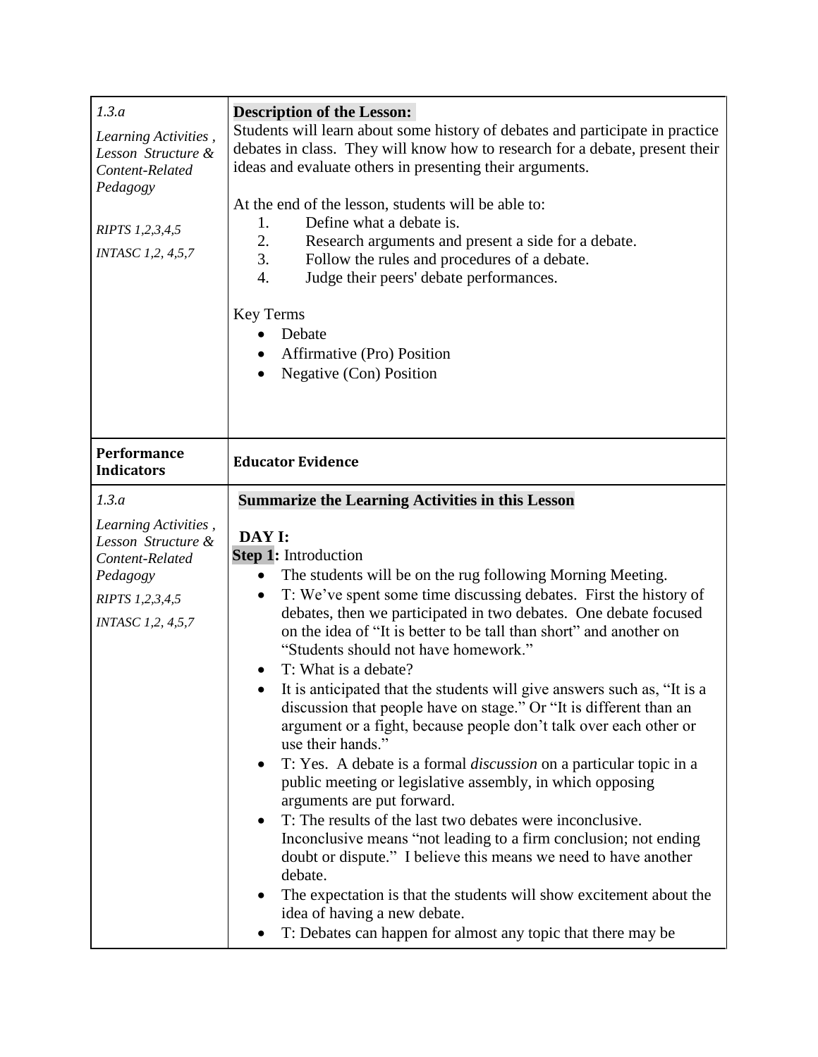| 1.3.a *Learning Activities , Lesson Structure & Content-Related Pedagogy* *RIPTS 1,2,3,4,5* *INTASC 1,2, 4,5,7* | **Description of the Lesson:** Students will learn about some history of debates and participate in practice debates in class. They will know how to research for a debate, present their ideas and evaluate others in presenting their arguments. At the end of the lesson, students will be able to: 1. Define what a debate is. 2. Research arguments and present a side for a debate. 3. Follow the rules and procedures of a debate. 4. Judge their peers' debate performances. Key Terms • Debate • Affirmative (Pro) Position • Negative (Con) Position |
|---|---|
| **Performance Indicators** | **Educator Evidence** |
| *1.3.a* *Learning Activities , Lesson Structure & Content-Related Pedagogy* *RIPTS 1,2,3,4,5* *INTASC 1,2, 4,5,7* | **Summarize the Learning Activities in this Lesson** **DAY I:** **Step 1:** Introduction • The students will be on the rug following Morning Meeting. • T: We've spent some time discussing debates. First the history of debates, then we participated in two debates. One debate focused on the idea of "It is better to be tall than short" and another on "Students should not have homework." • T: What is a debate? • It is anticipated that the students will give answers such as, "It is a discussion that people have on stage." Or "It is different than an argument or a fight, because people don't talk over each other or use their hands." • T: Yes. A debate is a formal *discussion* on a particular topic in a public meeting or legislative assembly, in which opposing arguments are put forward. • T: The results of the last two debates were inconclusive. Inconclusive means "not leading to a firm conclusion; not ending doubt or dispute." I believe this means we need to have another debate. • The expectation is that the students will show excitement about the idea of having a new debate. • T: Debates can happen for almost any topic that there may be |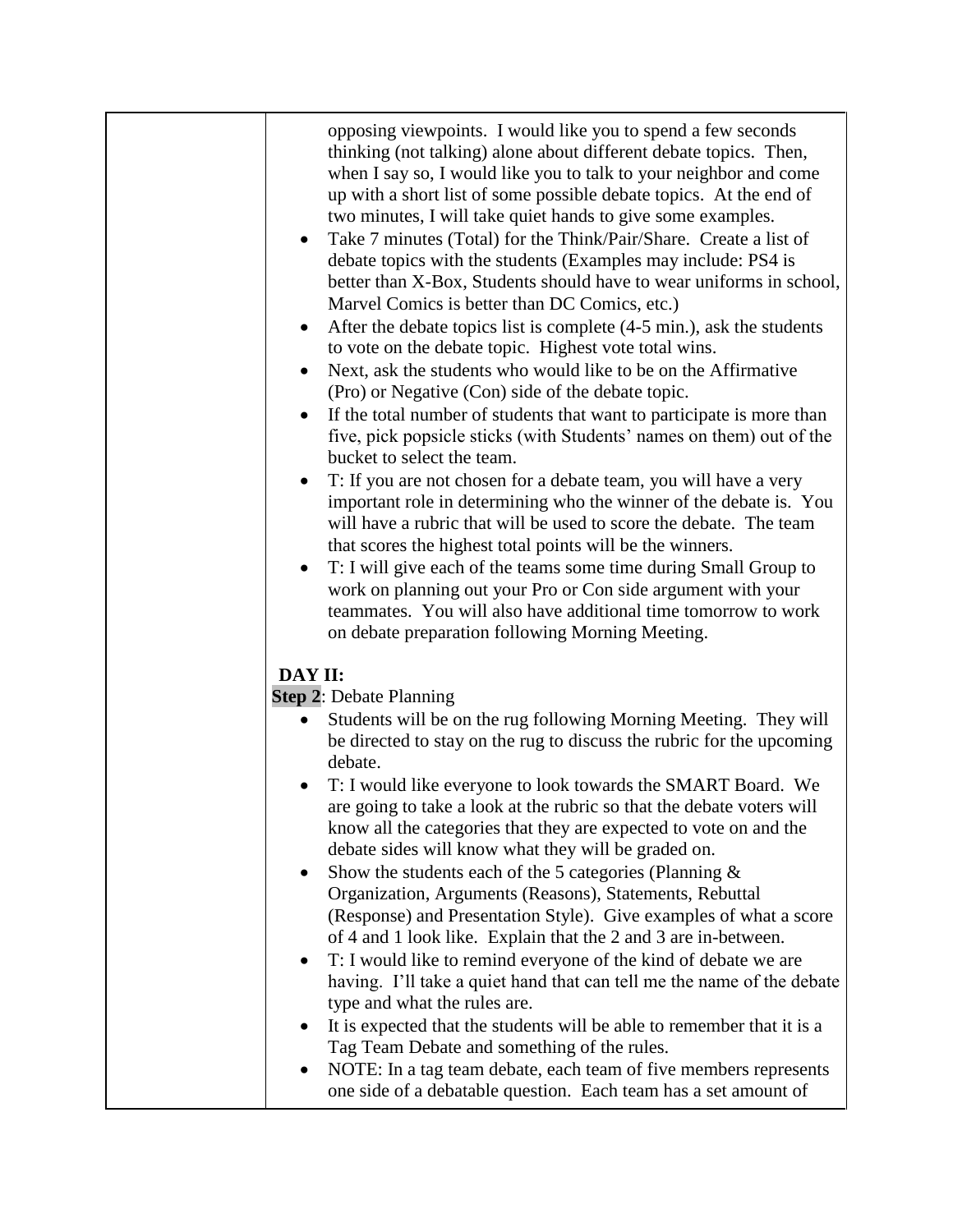opposing viewpoints. I would like you to spend a few seconds thinking (not talking) alone about different debate topics. Then, when I say so, I would like you to talk to your neighbor and come up with a short list of some possible debate topics. At the end of two minutes, I will take quiet hands to give some examples.

- Take 7 minutes (Total) for the Think/Pair/Share. Create a list of debate topics with the students (Examples may include: PS4 is better than X-Box, Students should have to wear uniforms in school, Marvel Comics is better than DC Comics, etc.)
- After the debate topics list is complete (4-5 min.), ask the students to vote on the debate topic. Highest vote total wins.
- Next, ask the students who would like to be on the Affirmative (Pro) or Negative (Con) side of the debate topic.
- If the total number of students that want to participate is more than five, pick popsicle sticks (with Students' names on them) out of the bucket to select the team.
- T: If you are not chosen for a debate team, you will have a very important role in determining who the winner of the debate is. You will have a rubric that will be used to score the debate. The team that scores the highest total points will be the winners.
- T: I will give each of the teams some time during Small Group to work on planning out your Pro or Con side argument with your teammates. You will also have additional time tomorrow to work on debate preparation following Morning Meeting.

**DAY II:**

**Step 2**: Debate Planning

- Students will be on the rug following Morning Meeting. They will be directed to stay on the rug to discuss the rubric for the upcoming debate.
- T: I would like everyone to look towards the SMART Board. We are going to take a look at the rubric so that the debate voters will know all the categories that they are expected to vote on and the debate sides will know what they will be graded on.
- Show the students each of the 5 categories (Planning & Organization, Arguments (Reasons), Statements, Rebuttal (Response) and Presentation Style). Give examples of what a score of 4 and 1 look like. Explain that the 2 and 3 are in-between.
- T: I would like to remind everyone of the kind of debate we are having. I'll take a quiet hand that can tell me the name of the debate type and what the rules are.
- It is expected that the students will be able to remember that it is a Tag Team Debate and something of the rules.
- NOTE: In a tag team debate, each team of five members represents one side of a debatable question. Each team has a set amount of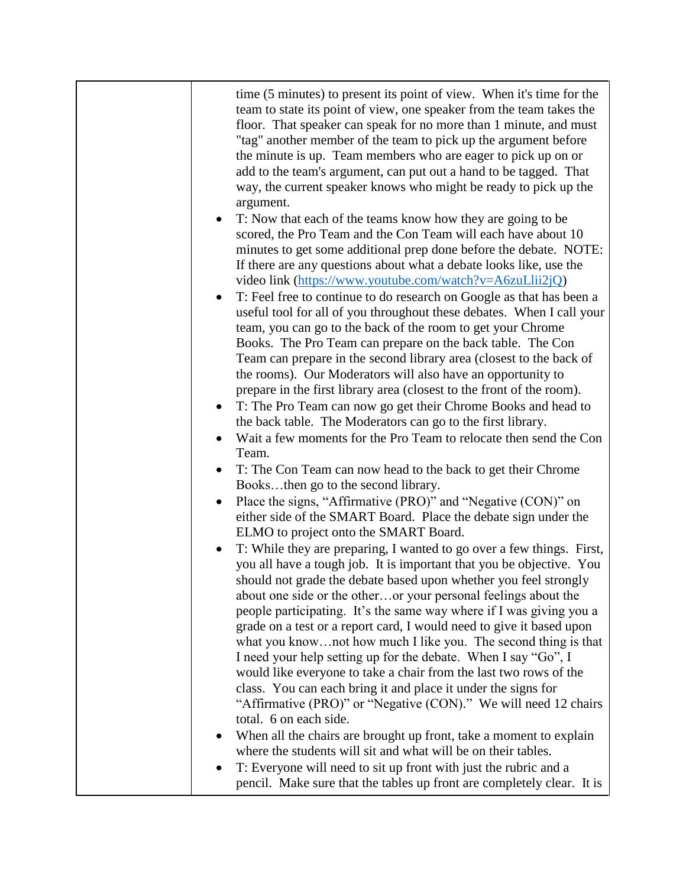| | |
|---|---|
| | time (5 minutes) to present its point of view. When it's time for the team to state its point of view, one speaker from the team takes the floor. That speaker can speak for no more than 1 minute, and must "tag" another member of the team to pick up the argument before the minute is up. Team members who are eager to pick up on or add to the team's argument, can put out a hand to be tagged. That way, the current speaker knows who might be ready to pick up the argument.<br>• T: Now that each of the teams know how they are going to be scored, the Pro Team and the Con Team will each have about 10 minutes to get some additional prep done before the debate. NOTE: If there are any questions about what a debate looks like, use the video link (https://www.youtube.com/watch?v=A6zuLlii2jQ)<br>• T: Feel free to continue to do research on Google as that has been a useful tool for all of you throughout these debates. When I call your team, you can go to the back of the room to get your Chrome Books. The Pro Team can prepare on the back table. The Con Team can prepare in the second library area (closest to the back of the rooms). Our Moderators will also have an opportunity to prepare in the first library area (closest to the front of the room).<br>• T: The Pro Team can now go get their Chrome Books and head to the back table. The Moderators can go to the first library.<br>• Wait a few moments for the Pro Team to relocate then send the Con Team.<br>• T: The Con Team can now head to the back to get their Chrome Books…then go to the second library.<br>• Place the signs, "Affirmative (PRO)" and "Negative (CON)" on either side of the SMART Board. Place the debate sign under the ELMO to project onto the SMART Board.<br>• T: While they are preparing, I wanted to go over a few things. First, you all have a tough job. It is important that you be objective. You should not grade the debate based upon whether you feel strongly about one side or the other…or your personal feelings about the people participating. It's the same way where if I was giving you a grade on a test or a report card, I would need to give it based upon what you know…not how much I like you. The second thing is that I need your help setting up for the debate. When I say "Go", I would like everyone to take a chair from the last two rows of the class. You can each bring it and place it under the signs for "Affirmative (PRO)" or "Negative (CON)." We will need 12 chairs total. 6 on each side.<br>• When all the chairs are brought up front, take a moment to explain where the students will sit and what will be on their tables.<br>• T: Everyone will need to sit up front with just the rubric and a pencil. Make sure that the tables up front are completely clear. It is |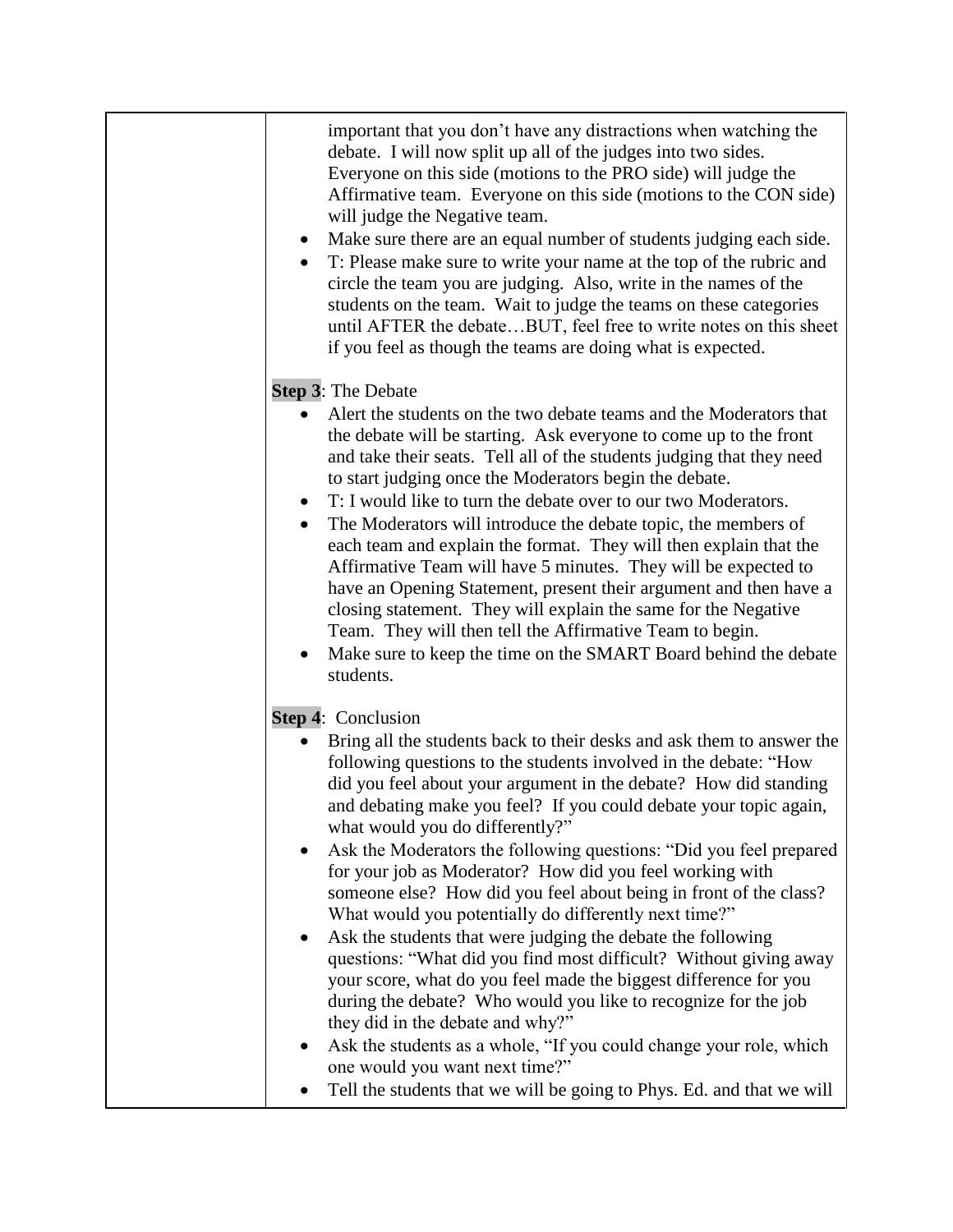| | |
|---|---|
| | important that you don't have any distractions when watching the debate. I will now split up all of the judges into two sides. Everyone on this side (motions to the PRO side) will judge the Affirmative team. Everyone on this side (motions to the CON side) will judge the Negative team.<br>• Make sure there are an equal number of students judging each side.<br>• T: Please make sure to write your name at the top of the rubric and circle the team you are judging. Also, write in the names of the students on the team. Wait to judge the teams on these categories until AFTER the debate…BUT, feel free to write notes on this sheet if you feel as though the teams are doing what is expected.<br><br>**Step 3**: The Debate<br>• Alert the students on the two debate teams and the Moderators that the debate will be starting. Ask everyone to come up to the front and take their seats. Tell all of the students judging that they need to start judging once the Moderators begin the debate.<br>• T: I would like to turn the debate over to our two Moderators.<br>• The Moderators will introduce the debate topic, the members of each team and explain the format. They will then explain that the Affirmative Team will have 5 minutes. They will be expected to have an Opening Statement, present their argument and then have a closing statement. They will explain the same for the Negative Team. They will then tell the Affirmative Team to begin.<br>• Make sure to keep the time on the SMART Board behind the debate students.<br><br>**Step 4**: Conclusion<br>• Bring all the students back to their desks and ask them to answer the following questions to the students involved in the debate: "How did you feel about your argument in the debate? How did standing and debating make you feel? If you could debate your topic again, what would you do differently?"<br>• Ask the Moderators the following questions: "Did you feel prepared for your job as Moderator? How did you feel working with someone else? How did you feel about being in front of the class? What would you potentially do differently next time?"<br>• Ask the students that were judging the debate the following questions: "What did you find most difficult? Without giving away your score, what do you feel made the biggest difference for you during the debate? Who would you like to recognize for the job they did in the debate and why?"<br>• Ask the students as a whole, "If you could change your role, which one would you want next time?"<br>• Tell the students that we will be going to Phys. Ed. and that we will |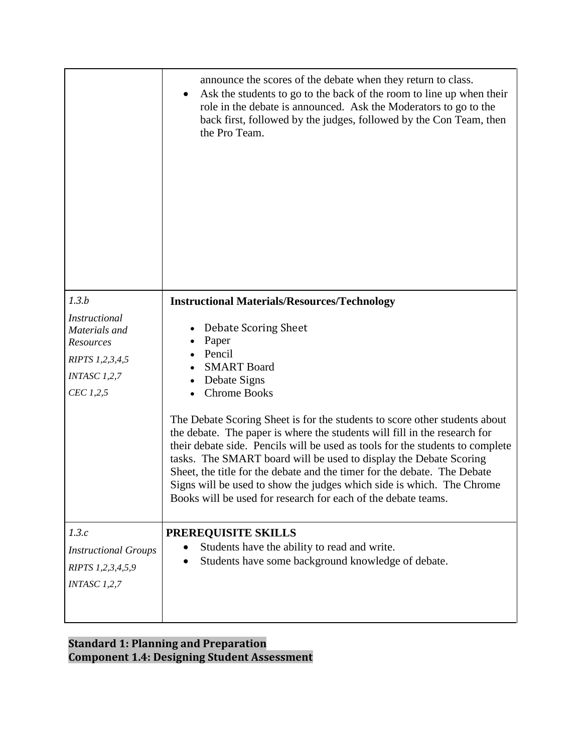| | |
|---|---|
| | announce the scores of the debate when they return to class.<br>• Ask the students to go to the back of the room to line up when their role in the debate is announced. Ask the Moderators to go to the back first, followed by the judges, followed by the Con Team, then the Pro Team. |
| *1.3.b*<br>*Instructional Materials and Resources*<br>*RIPTS 1,2,3,4,5*<br>*INTASC 1,2,7*<br>*CEC 1,2,5* | **Instructional Materials/Resources/Technology**<br>• Debate Scoring Sheet<br>• Paper<br>• Pencil<br>• SMART Board<br>• Debate Signs<br>• Chrome Books<br><br>The Debate Scoring Sheet is for the students to score other students about the debate. The paper is where the students will fill in the research for their debate side. Pencils will be used as tools for the students to complete tasks. The SMART board will be used to display the Debate Scoring Sheet, the title for the debate and the timer for the debate. The Debate Signs will be used to show the judges which side is which. The Chrome Books will be used for research for each of the debate teams. |
| *1.3.c*<br>*Instructional Groups*<br>*RIPTS 1,2,3,4,5,9*<br>*INTASC 1,2,7* | **PREREQUISITE SKILLS**<br>• Students have the ability to read and write.<br>• Students have some background knowledge of debate. |

**Standard 1: Planning and Preparation**
**Component 1.4: Designing Student Assessment**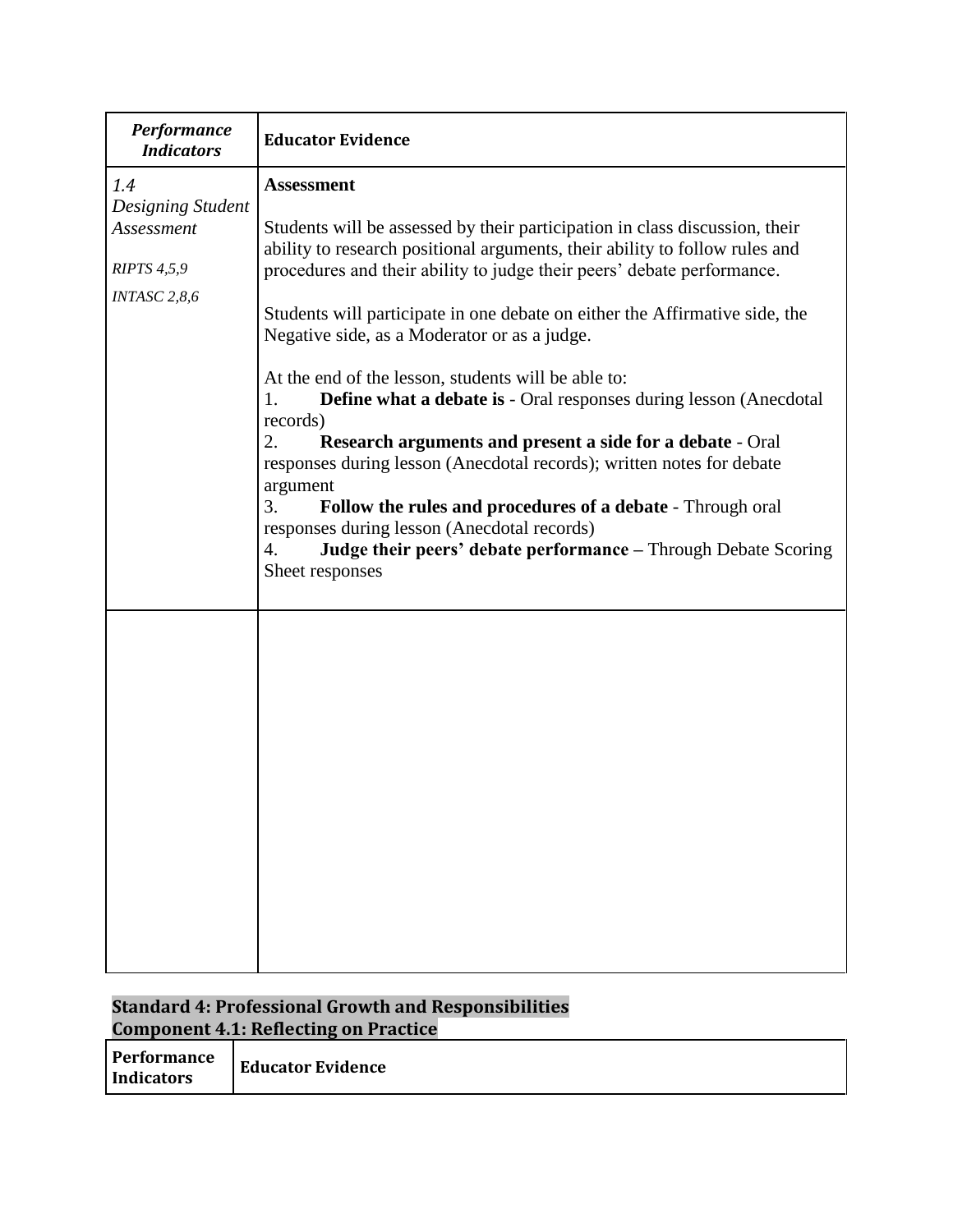| *Performance Indicators* | **Educator Evidence** |
|---|---|
| *1.4 Designing Student Assessment*<br><br>*RIPTS 4,5,9*<br><br>*INTASC 2,8,6* | **Assessment**<br><br>Students will be assessed by their participation in class discussion, their ability to research positional arguments, their ability to follow rules and procedures and their ability to judge their peers' debate performance.<br><br>Students will participate in one debate on either the Affirmative side, the Negative side, as a Moderator or as a judge.<br><br>At the end of the lesson, students will be able to:<br>1. **Define what a debate is** - Oral responses during lesson (Anecdotal records)<br>2. **Research arguments and present a side for a debate** - Oral responses during lesson (Anecdotal records); written notes for debate argument<br>3. **Follow the rules and procedures of a debate** - Through oral responses during lesson (Anecdotal records)<br>4. **Judge their peers' debate performance –** Through Debate Scoring Sheet responses |
| | |

**Standard 4: Professional Growth and Responsibilities**
**Component 4.1: Reflecting on Practice**

| **Performance Indicators** | **Educator Evidence** |
|---|---|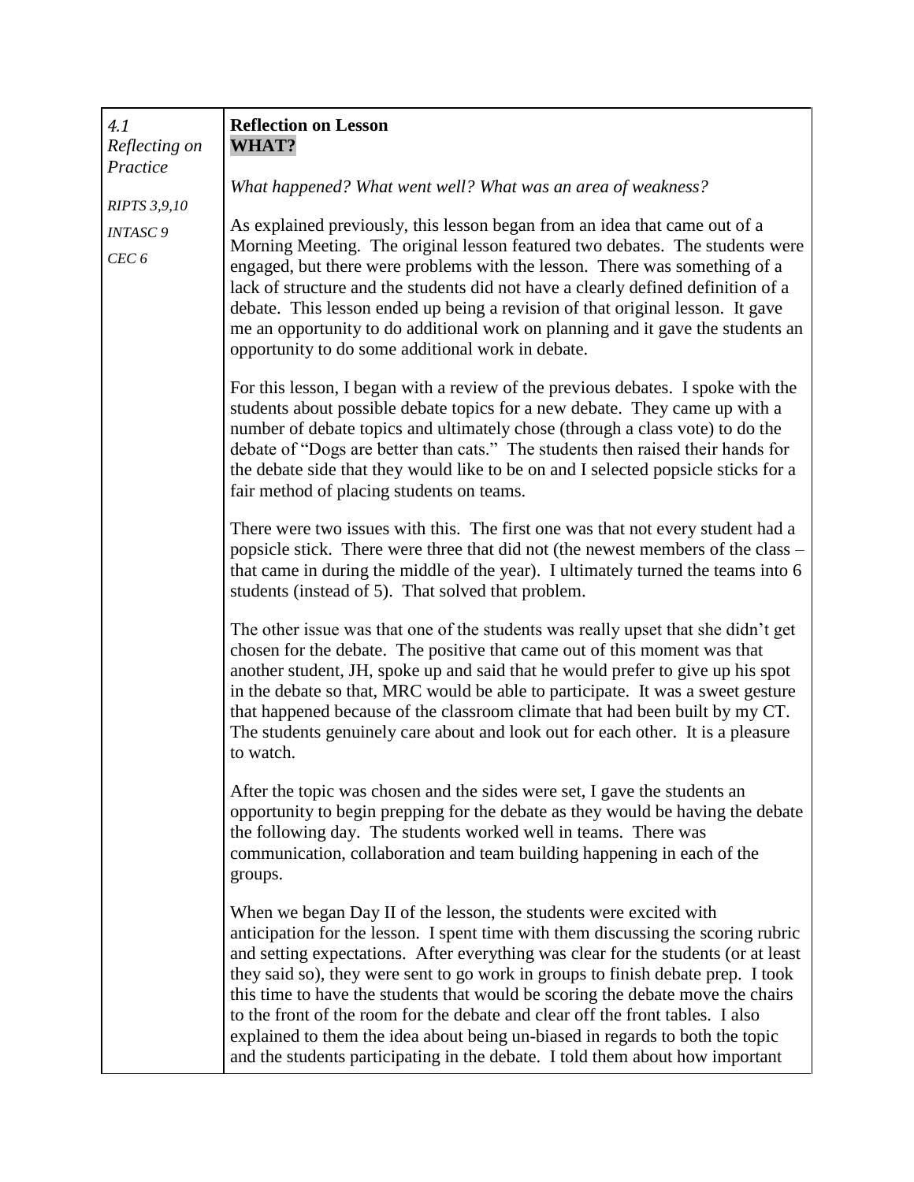| | |
|---|---|
| *4.1 Reflecting on Practice*<br><br>*RIPTS 3,9,10*<br><br>*INTASC 9*<br><br>*CEC 6* | **Reflection on Lesson**<br>**WHAT?**<br><br>*What happened? What went well? What was an area of weakness?*<br><br>As explained previously, this lesson began from an idea that came out of a Morning Meeting. The original lesson featured two debates. The students were engaged, but there were problems with the lesson. There was something of a lack of structure and the students did not have a clearly defined definition of a debate. This lesson ended up being a revision of that original lesson. It gave me an opportunity to do additional work on planning and it gave the students an opportunity to do some additional work in debate.<br><br>For this lesson, I began with a review of the previous debates. I spoke with the students about possible debate topics for a new debate. They came up with a number of debate topics and ultimately chose (through a class vote) to do the debate of "Dogs are better than cats." The students then raised their hands for the debate side that they would like to be on and I selected popsicle sticks for a fair method of placing students on teams.<br><br>There were two issues with this. The first one was that not every student had a popsicle stick. There were three that did not (the newest members of the class – that came in during the middle of the year). I ultimately turned the teams into 6 students (instead of 5). That solved that problem.<br><br>The other issue was that one of the students was really upset that she didn't get chosen for the debate. The positive that came out of this moment was that another student, JH, spoke up and said that he would prefer to give up his spot in the debate so that, MRC would be able to participate. It was a sweet gesture that happened because of the classroom climate that had been built by my CT. The students genuinely care about and look out for each other. It is a pleasure to watch.<br><br>After the topic was chosen and the sides were set, I gave the students an opportunity to begin prepping for the debate as they would be having the debate the following day. The students worked well in teams. There was communication, collaboration and team building happening in each of the groups.<br><br>When we began Day II of the lesson, the students were excited with anticipation for the lesson. I spent time with them discussing the scoring rubric and setting expectations. After everything was clear for the students (or at least they said so), they were sent to go work in groups to finish debate prep. I took this time to have the students that would be scoring the debate move the chairs to the front of the room for the debate and clear off the front tables. I also explained to them the idea about being un-biased in regards to both the topic and the students participating in the debate. I told them about how important |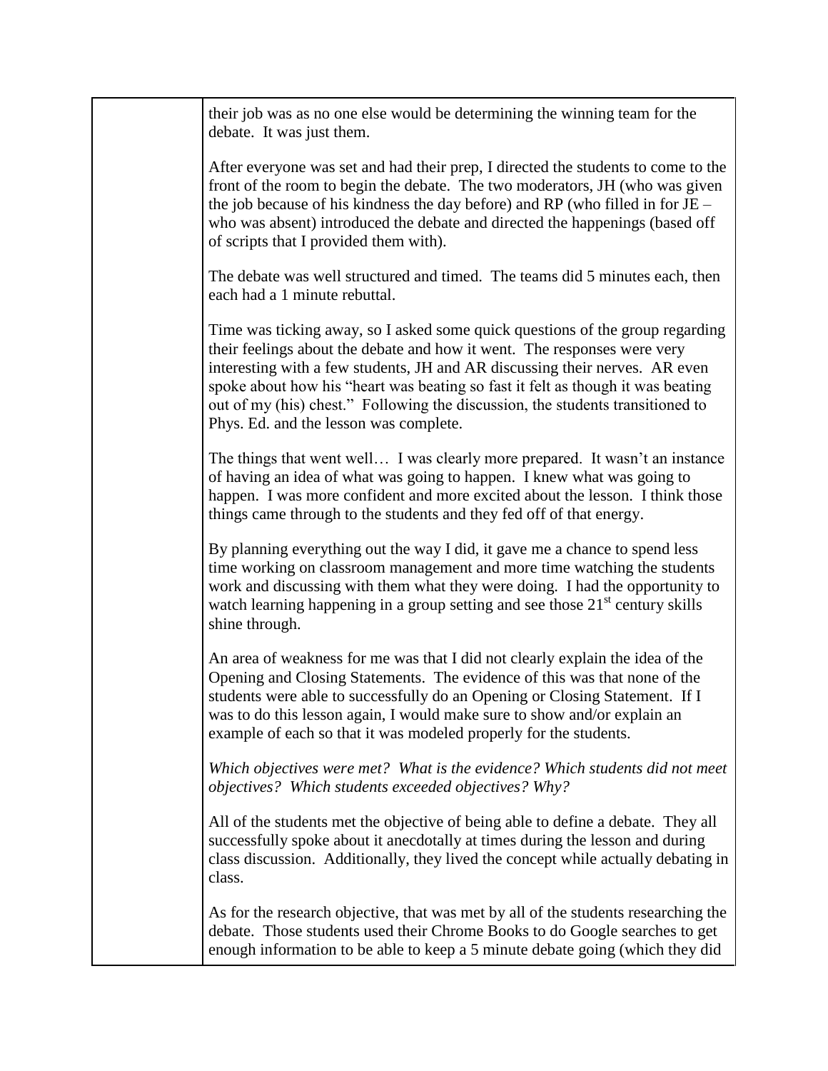their job was as no one else would be determining the winning team for the debate. It was just them.

After everyone was set and had their prep, I directed the students to come to the front of the room to begin the debate. The two moderators, JH (who was given the job because of his kindness the day before) and RP (who filled in for JE – who was absent) introduced the debate and directed the happenings (based off of scripts that I provided them with).

The debate was well structured and timed. The teams did 5 minutes each, then each had a 1 minute rebuttal.

Time was ticking away, so I asked some quick questions of the group regarding their feelings about the debate and how it went. The responses were very interesting with a few students, JH and AR discussing their nerves. AR even spoke about how his "heart was beating so fast it felt as though it was beating out of my (his) chest." Following the discussion, the students transitioned to Phys. Ed. and the lesson was complete.

The things that went well… I was clearly more prepared. It wasn't an instance of having an idea of what was going to happen. I knew what was going to happen. I was more confident and more excited about the lesson. I think those things came through to the students and they fed off of that energy.

By planning everything out the way I did, it gave me a chance to spend less time working on classroom management and more time watching the students work and discussing with them what they were doing. I had the opportunity to watch learning happening in a group setting and see those 21st century skills shine through.

An area of weakness for me was that I did not clearly explain the idea of the Opening and Closing Statements. The evidence of this was that none of the students were able to successfully do an Opening or Closing Statement. If I was to do this lesson again, I would make sure to show and/or explain an example of each so that it was modeled properly for the students.

*Which objectives were met? What is the evidence? Which students did not meet objectives? Which students exceeded objectives? Why?*

All of the students met the objective of being able to define a debate. They all successfully spoke about it anecdotally at times during the lesson and during class discussion. Additionally, they lived the concept while actually debating in class.

As for the research objective, that was met by all of the students researching the debate. Those students used their Chrome Books to do Google searches to get enough information to be able to keep a 5 minute debate going (which they did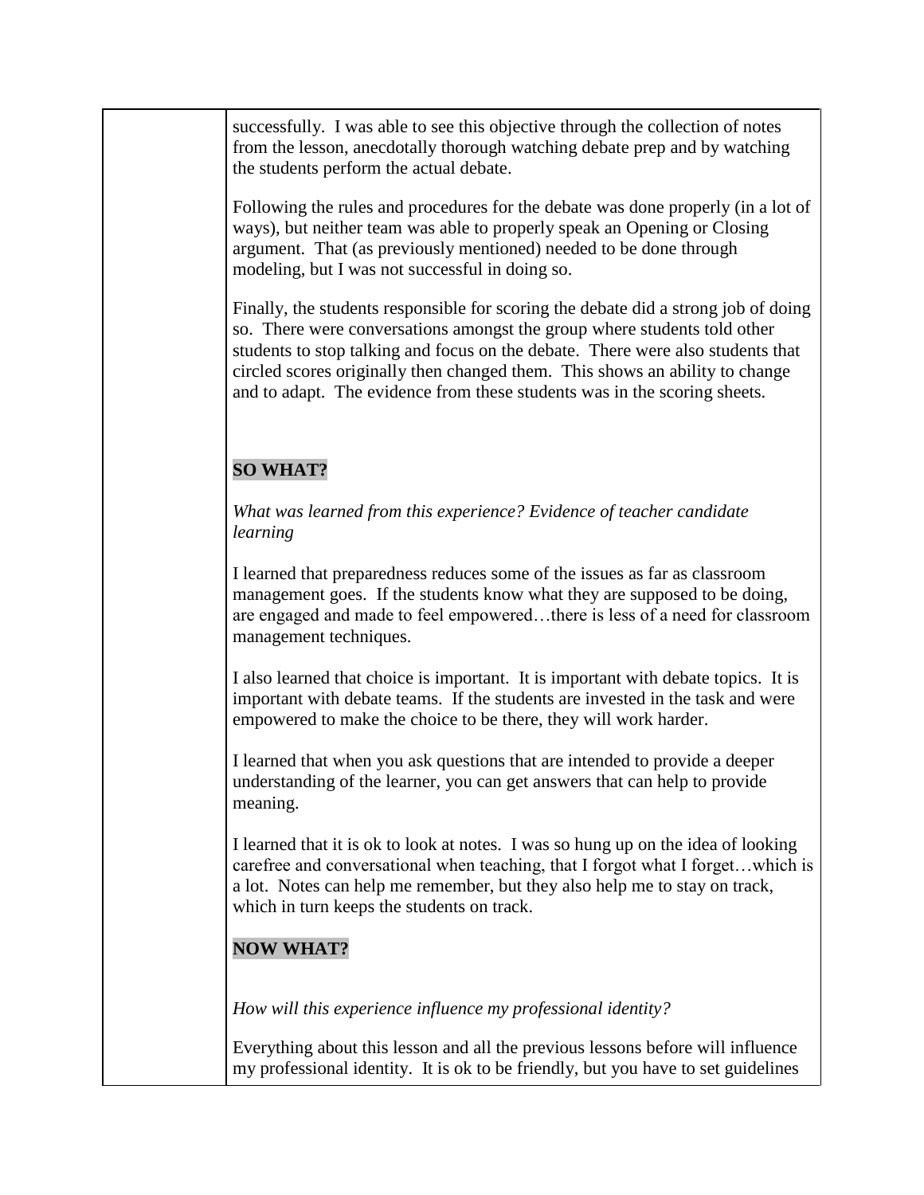successfully. I was able to see this objective through the collection of notes from the lesson, anecdotally thorough watching debate prep and by watching the students perform the actual debate.

Following the rules and procedures for the debate was done properly (in a lot of ways), but neither team was able to properly speak an Opening or Closing argument. That (as previously mentioned) needed to be done through modeling, but I was not successful in doing so.

Finally, the students responsible for scoring the debate did a strong job of doing so. There were conversations amongst the group where students told other students to stop talking and focus on the debate. There were also students that circled scores originally then changed them. This shows an ability to change and to adapt. The evidence from these students was in the scoring sheets.

## SO WHAT?

*What was learned from this experience? Evidence of teacher candidate learning*

I learned that preparedness reduces some of the issues as far as classroom management goes. If the students know what they are supposed to be doing, are engaged and made to feel empowered…there is less of a need for classroom management techniques.

I also learned that choice is important. It is important with debate topics. It is important with debate teams. If the students are invested in the task and were empowered to make the choice to be there, they will work harder.

I learned that when you ask questions that are intended to provide a deeper understanding of the learner, you can get answers that can help to provide meaning.

I learned that it is ok to look at notes. I was so hung up on the idea of looking carefree and conversational when teaching, that I forgot what I forget…which is a lot. Notes can help me remember, but they also help me to stay on track, which in turn keeps the students on track.

## NOW WHAT?

*How will this experience influence my professional identity?*

Everything about this lesson and all the previous lessons before will influence my professional identity. It is ok to be friendly, but you have to set guidelines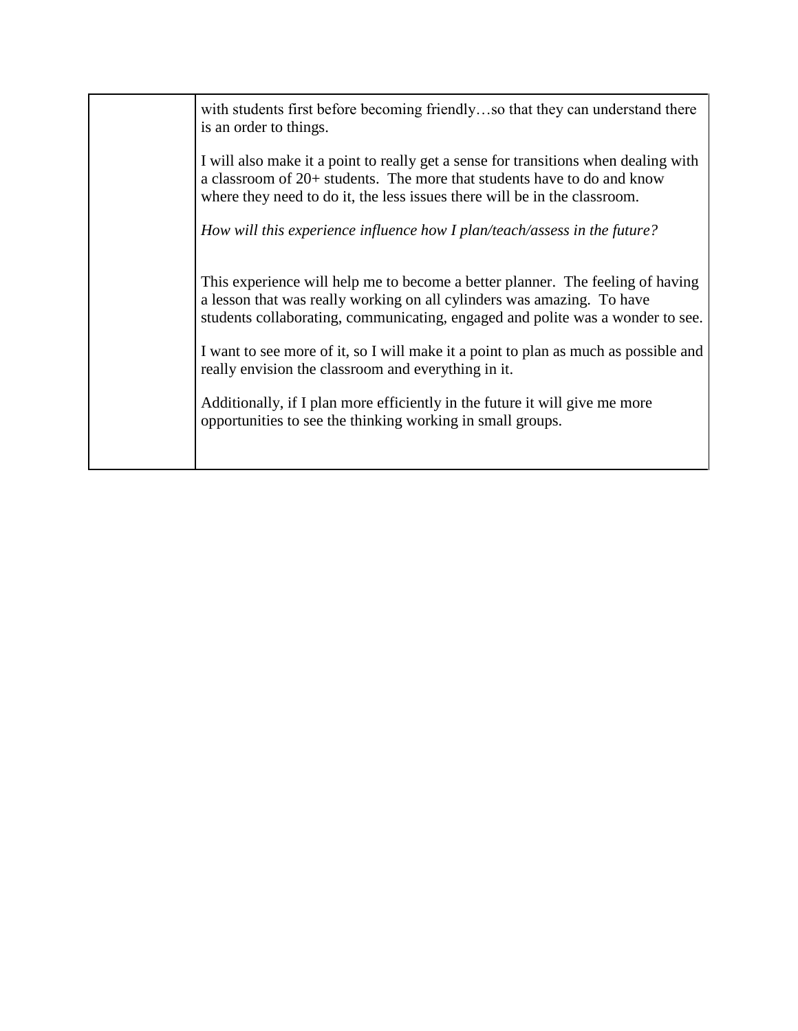| | |
|---|---|
| | with students first before becoming friendly…so that they can understand there is an order to things.<br><br>I will also make it a point to really get a sense for transitions when dealing with a classroom of 20+ students. The more that students have to do and know where they need to do it, the less issues there will be in the classroom.<br><br>*How will this experience influence how I plan/teach/assess in the future?*<br><br>This experience will help me to become a better planner. The feeling of having a lesson that was really working on all cylinders was amazing. To have students collaborating, communicating, engaged and polite was a wonder to see.<br><br>I want to see more of it, so I will make it a point to plan as much as possible and really envision the classroom and everything in it.<br><br>Additionally, if I plan more efficiently in the future it will give me more opportunities to see the thinking working in small groups. |